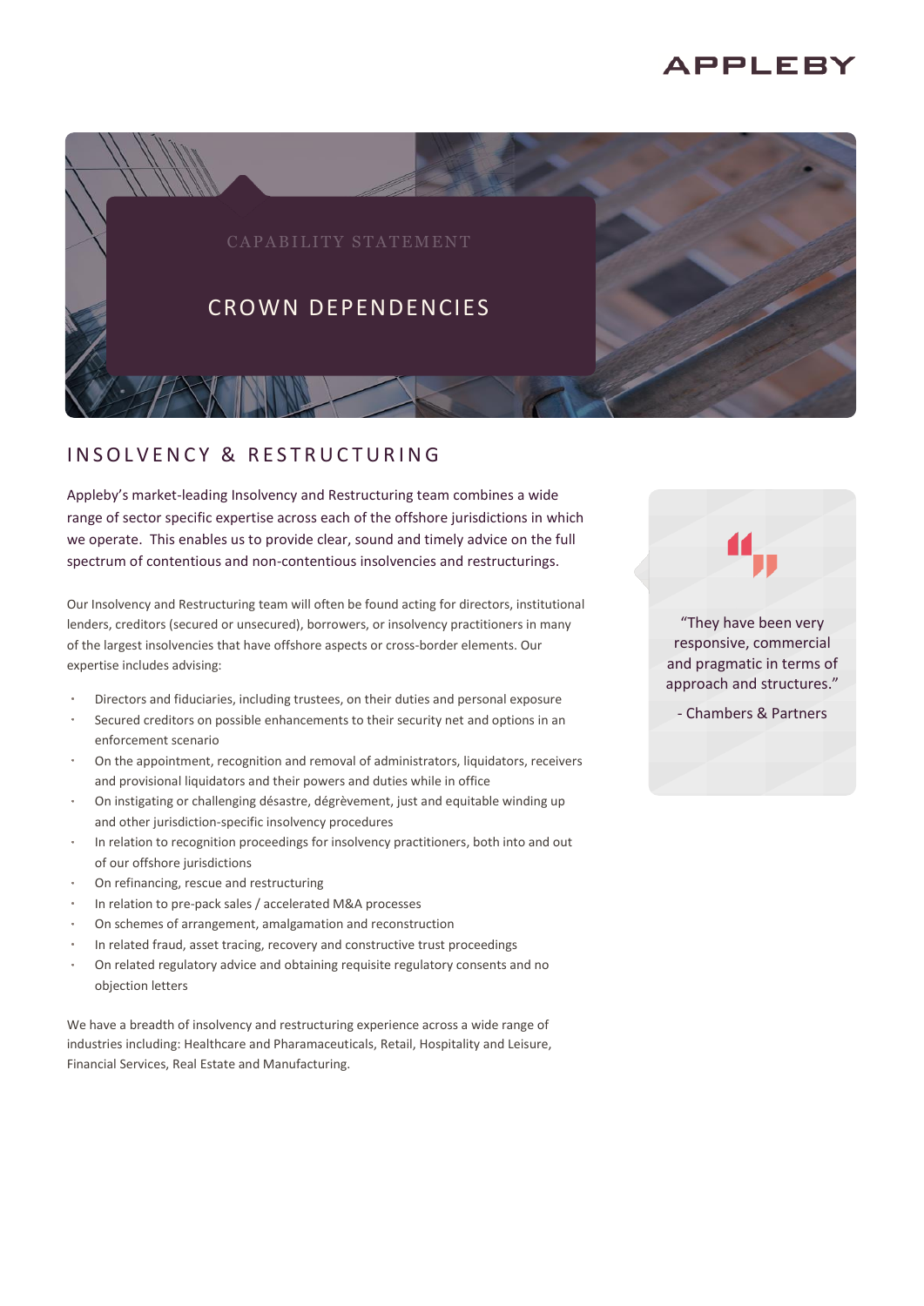APPLEBY

CAPABILITY STATEMENT

# CROWN DEPENDENCIES

## INSOLVENCY & RESTRUCTURING

Appleby's market-leading Insolvency and Restructuring team combines a wide range of sector specific expertise across each of the offshore jurisdictions in which we operate. This enables us to provide clear, sound and timely advice on the full spectrum of contentious and non-contentious insolvencies and restructurings.

Our Insolvency and Restructuring team will often be found acting for directors, institutional lenders, creditors (secured or unsecured), borrowers, or insolvency practitioners in many of the largest insolvencies that have offshore aspects or cross-border elements. Our expertise includes advising:

- Directors and fiduciaries, including trustees, on their duties and personal exposure
- Secured creditors on possible enhancements to their security net and options in an enforcement scenario
- On the appointment, recognition and removal of administrators, liquidators, receivers and provisional liquidators and their powers and duties while in office
- On instigating or challenging désastre, dégrèvement, just and equitable winding up and other jurisdiction-specific insolvency procedures
- In relation to recognition proceedings for insolvency practitioners, both into and out of our offshore jurisdictions
- On refinancing, rescue and restructuring
- In relation to pre-pack sales / accelerated M&A processes
- On schemes of arrangement, amalgamation and reconstruction
- In related fraud, asset tracing, recovery and constructive trust proceedings
- On related regulatory advice and obtaining requisite regulatory consents and no objection letters

We have a breadth of insolvency and restructuring experience across a wide range of industries including: Healthcare and Pharamaceuticals, Retail, Hospitality and Leisure, Financial Services, Real Estate and Manufacturing.

> "They have been very responsive, commercial and pragmatic in terms of approach and structures."
>
> \- Chambers & Partners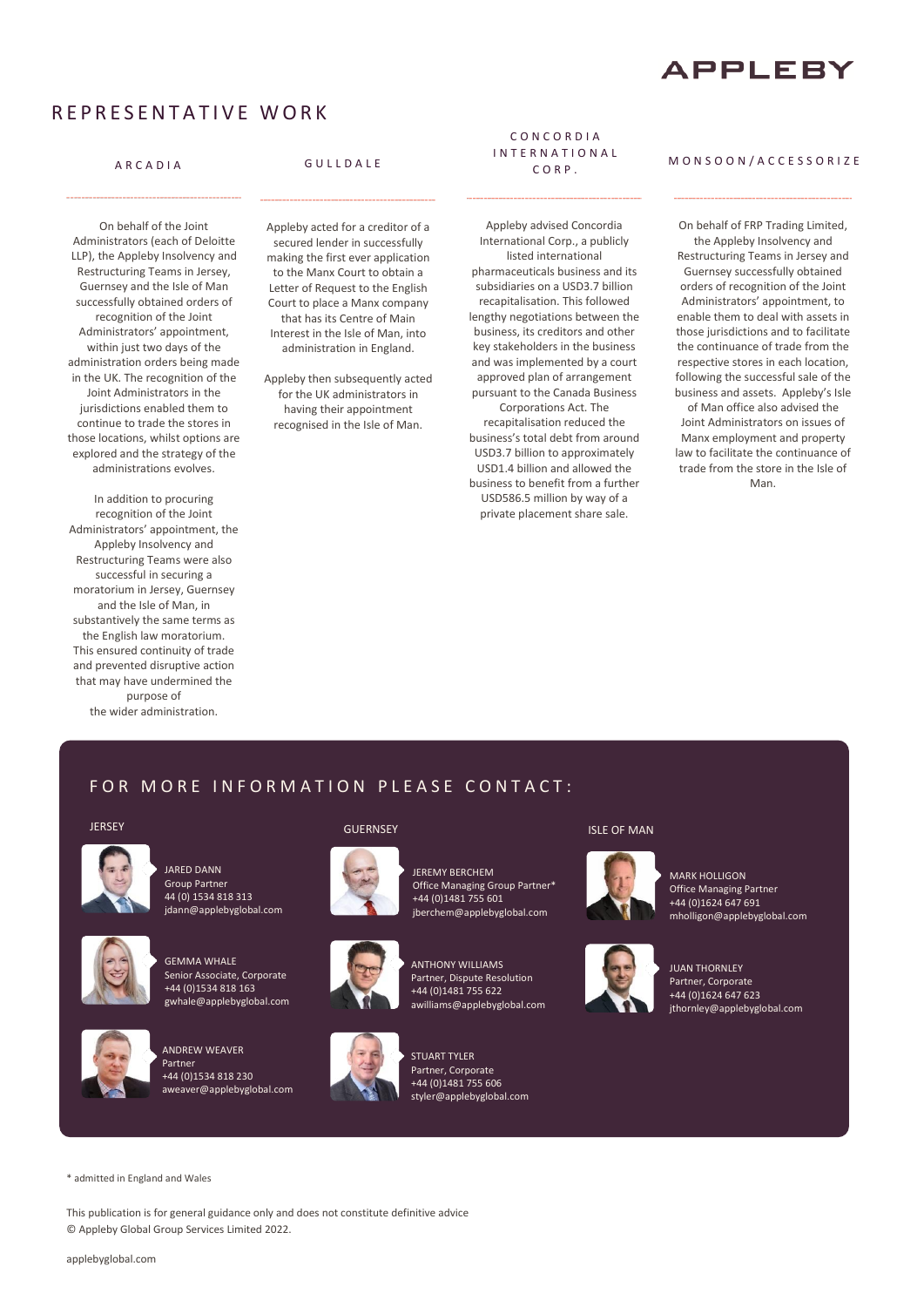# REPRESENTATIVE WORK

## ARCADIA

On behalf of the Joint Administrators (each of Deloitte LLP), the Appleby Insolvency and Restructuring Teams in Jersey, Guernsey and the Isle of Man successfully obtained orders of recognition of the Joint Administrators' appointment, within just two days of the administration orders being made in the UK. The recognition of the Joint Administrators in the jurisdictions enabled them to continue to trade the stores in those locations, whilst options are explored and the strategy of the administrations evolves.

In addition to procuring recognition of the Joint Administrators' appointment, the Appleby Insolvency and Restructuring Teams were also successful in securing a moratorium in Jersey, Guernsey and the Isle of Man, in substantively the same terms as the English law moratorium. This ensured continuity of trade and prevented disruptive action that may have undermined the purpose of the wider administration.

## GULLDALE

Appleby acted for a creditor of a secured lender in successfully making the first ever application to the Manx Court to obtain a Letter of Request to the English Court to place a Manx company that has its Centre of Main Interest in the Isle of Man, into administration in England.

Appleby then subsequently acted for the UK administrators in having their appointment recognised in the Isle of Man.

## CONCORDIA INTERNATIONAL CORP.

Appleby advised Concordia International Corp., a publicly listed international pharmaceuticals business and its subsidiaries on a USD3.7 billion recapitalisation. This followed lengthy negotiations between the business, its creditors and other key stakeholders in the business and was implemented by a court approved plan of arrangement pursuant to the Canada Business Corporations Act. The recapitalisation reduced the business's total debt from around USD3.7 billion to approximately USD1.4 billion and allowed the business to benefit from a further USD586.5 million by way of a private placement share sale.

## MONSOON/ACCESSORIZE

On behalf of FRP Trading Limited, the Appleby Insolvency and Restructuring Teams in Jersey and Guernsey successfully obtained orders of recognition of the Joint Administrators' appointment, to enable them to deal with assets in those jurisdictions and to facilitate the continuance of trade from the respective stores in each location, following the successful sale of the business and assets. Appleby's Isle of Man office also advised the Joint Administrators on issues of Manx employment and property law to facilitate the continuance of trade from the store in the Isle of Man.

## FOR MORE INFORMATION PLEASE CONTACT:

### JERSEY

JARED DANN
Group Partner
44 (0) 1534 818 313
jdann@applebyglobal.com

GEMMA WHALE
Senior Associate, Corporate
+44 (0)1534 818 163
gwhale@applebyglobal.com

ANDREW WEAVER
Partner
+44 (0)1534 818 230
aweaver@applebyglobal.com

### GUERNSEY

JEREMY BERCHEM
Office Managing Group Partner*
+44 (0)1481 755 601
jberchem@applebyglobal.com

ANTHONY WILLIAMS
Partner, Dispute Resolution
+44 (0)1481 755 622
awilliams@applebyglobal.com

STUART TYLER
Partner, Corporate
+44 (0)1481 755 606
styler@applebyglobal.com

### ISLE OF MAN

MARK HOLLIGON
Office Managing Partner
+44 (0)1624 647 691
mholligon@applebyglobal.com

JUAN THORNLEY
Partner, Corporate
+44 (0)1624 647 623
jthornley@applebyglobal.com

* admitted in England and Wales

This publication is for general guidance only and does not constitute definitive advice
© Appleby Global Group Services Limited 2022.

applebyglobal.com